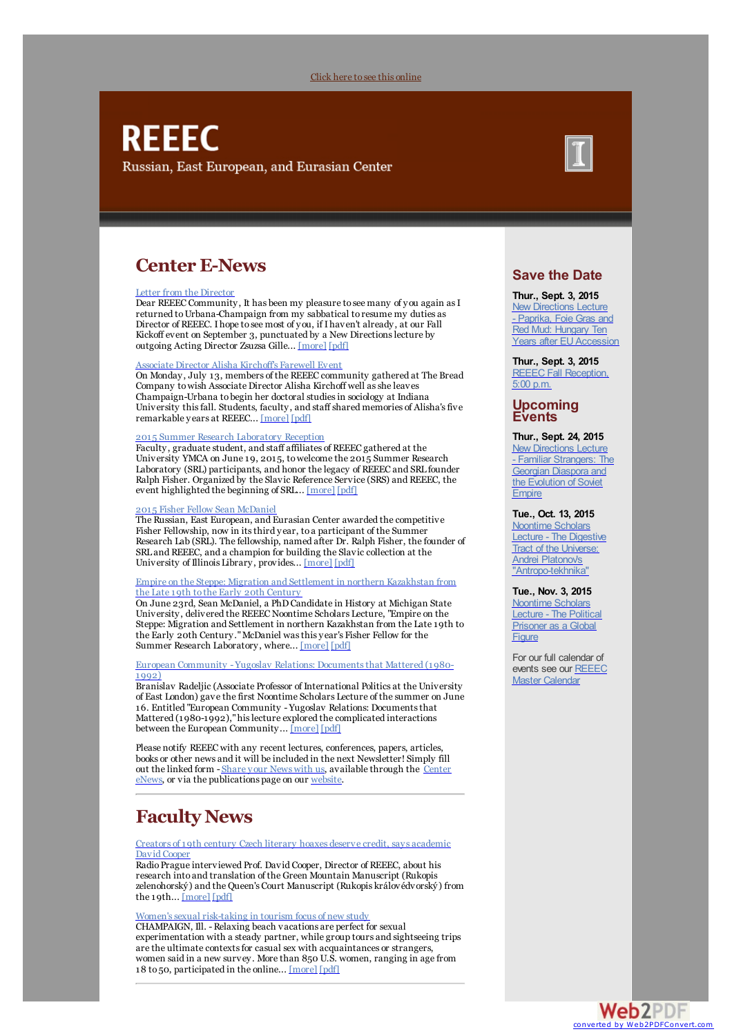Click here to see this online

# REEEC

Russian, East European, and Eurasian Center

## Center E-News

Letter from the Director
Dear REEEC Community, It has been my pleasure to see many of you again as I returned to Urbana-Champaign from my sabbatical to resume my duties as Director of REEEC. I hope to see most of you, if I haven't already, at our Fall Kickoff event on September 3, punctuated by a New Directions lecture by outgoing Acting Director Zsuzsa Gille... [more] [pdf]

Associate Director Alisha Kirchoff's Farewell Event
On Monday, July 13, members of the REEEC community gathered at The Bread Company to wish Associate Director Alisha Kirchoff well as she leaves Champaign-Urbana to begin her doctoral studies in sociology at Indiana University this fall. Students, faculty, and staff shared memories of Alisha's five remarkable years at REEEC... [more] [pdf]

2015 Summer Research Laboratory Reception
Faculty, graduate student, and staff affiliates of REEEC gathered at the University YMCA on June 19, 2015, to welcome the 2015 Summer Research Laboratory (SRL) participants, and honor the legacy of REEEC and SRL founder Ralph Fisher. Organized by the Slavic Reference Service (SRS) and REEEC, the event highlighted the beginning of SRL... [more] [pdf]

2015 Fisher Fellow Sean McDaniel
The Russian, East European, and Eurasian Center awarded the competitive Fisher Fellowship, now in its third year, to a participant of the Summer Research Lab (SRL). The fellowship, named after Dr. Ralph Fisher, the founder of SRL and REEEC, and a champion for building the Slavic collection at the University of Illinois Library, provides... [more] [pdf]

Empire on the Steppe: Migration and Settlement in northern Kazakhstan from the Late 19th to the Early 20th Century
On June 23rd, Sean McDaniel, a PhD Candidate in History at Michigan State University, delivered the REEEC Noontime Scholars Lecture, "Empire on the Steppe: Migration and Settlement in northern Kazakhstan from the Late 19th to the Early 20th Century." McDaniel was this year's Fisher Fellow for the Summer Research Laboratory, where... [more] [pdf]

European Community - Yugoslav Relations: Documents that Mattered (1980-1992)
Branislav Radeljic (Associate Professor of International Politics at the University of East London) gave the first Noontime Scholars Lecture of the summer on June 16. Entitled "European Community - Yugoslav Relations: Documents that Mattered (1980-1992)," his lecture explored the complicated interactions between the European Community... [more] [pdf]

Please notify REEEC with any recent lectures, conferences, papers, articles, books or other news and it will be included in the next Newsletter! Simply fill out the linked form - Share your News with us, available through the Center eNews, or via the publications page on our website.

## Faculty News

Creators of 19th century Czech literary hoaxes deserve credit, says academic David Cooper
Radio Prague interviewed Prof. David Cooper, Director of REEEC, about his research into and translation of the Green Mountain Manuscript (Rukopis zelenohorský) and the Queen's Court Manuscript (Rukopis královédvorský) from the 19th... [more] [pdf]

Women's sexual risk-taking in tourism focus of new study
CHAMPAIGN, Ill. - Relaxing beach vacations are perfect for sexual experimentation with a steady partner, while group tours and sightseeing trips are the ultimate contexts for casual sex with acquaintances or strangers, women said in a new survey. More than 850 U.S. women, ranging in age from 18 to 50, participated in the online... [more] [pdf]

## Save the Date

**Thur., Sept. 3, 2015**
New Directions Lecture - Paprika, Foie Gras and Red Mud: Hungary Ten Years after EU Accession

**Thur., Sept. 3, 2015**
REEEC Fall Reception, 5:00 p.m.

## Upcoming Events

**Thur., Sept. 24, 2015**
New Directions Lecture - Familiar Strangers: The Georgian Diaspora and the Evolution of Soviet Empire

**Tue., Oct. 13, 2015**
Noontime Scholars Lecture - The Digestive Tract of the Universe: Andrei Platonov's "Antropo-tekhnika"

**Tue., Nov. 3, 2015**
Noontime Scholars Lecture - The Political Prisoner as a Global Figure

For our full calendar of events see our REEEC Master Calendar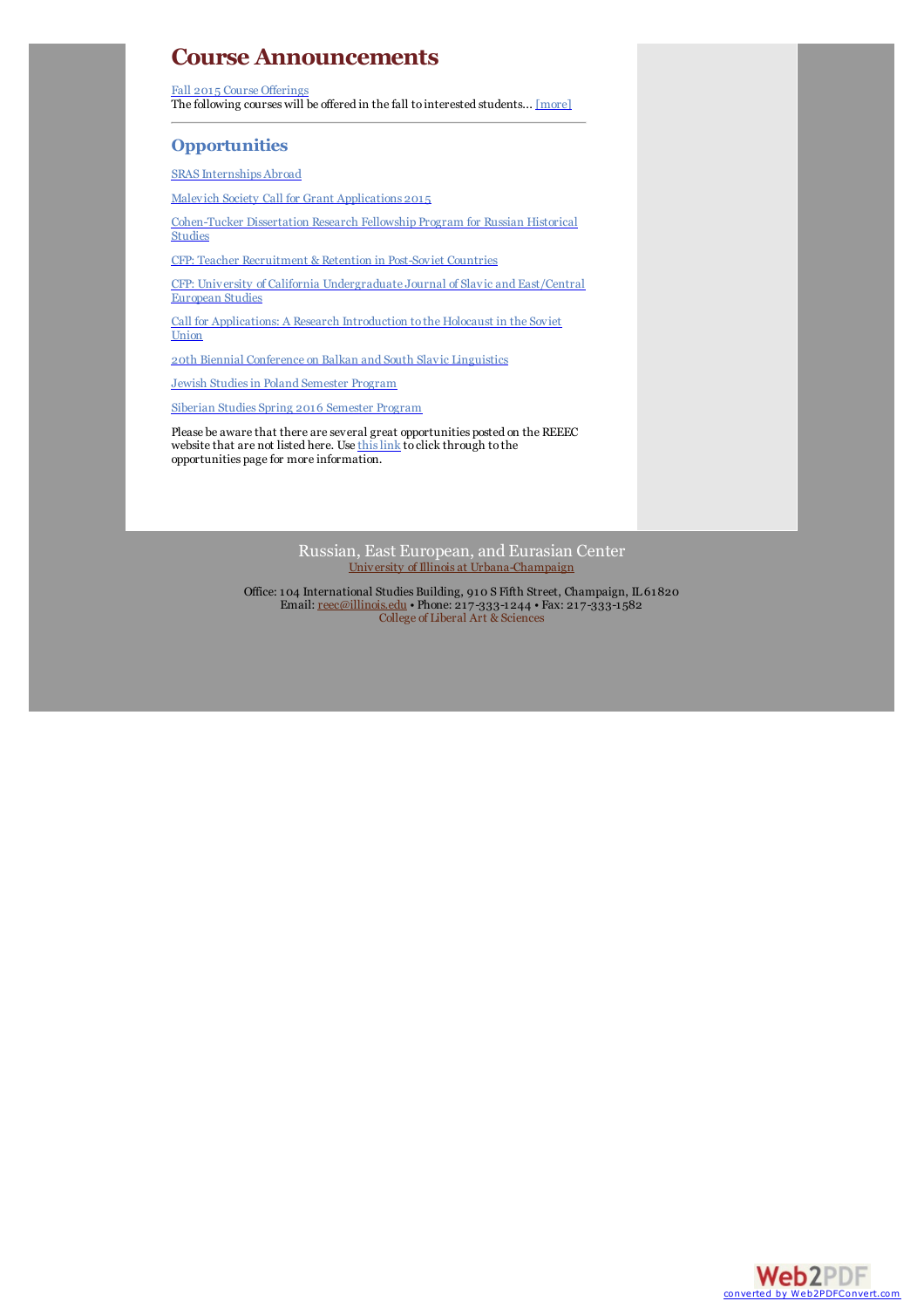# Course Announcements

Fall 2015 Course Offerings
The following courses will be offered in the fall to interested students... [more]

---

## Opportunities

SRAS Internships Abroad

Malevich Society Call for Grant Applications 2015

Cohen-Tucker Dissertation Research Fellowship Program for Russian Historical Studies

CFP: Teacher Recruitment & Retention in Post-Soviet Countries

CFP: University of California Undergraduate Journal of Slavic and East/Central European Studies

Call for Applications: A Research Introduction to the Holocaust in the Soviet Union

20th Biennial Conference on Balkan and South Slavic Linguistics

Jewish Studies in Poland Semester Program

Siberian Studies Spring 2016 Semester Program

Please be aware that there are several great opportunities posted on the REEEC website that are not listed here. Use this link to click through to the opportunities page for more information.

Russian, East European, and Eurasian Center
University of Illinois at Urbana-Champaign

Office: 104 International Studies Building, 910 S Fifth Street, Champaign, IL 61820
Email: reec@illinois.edu • Phone: 217-333-1244 • Fax: 217-333-1582
College of Liberal Art & Sciences